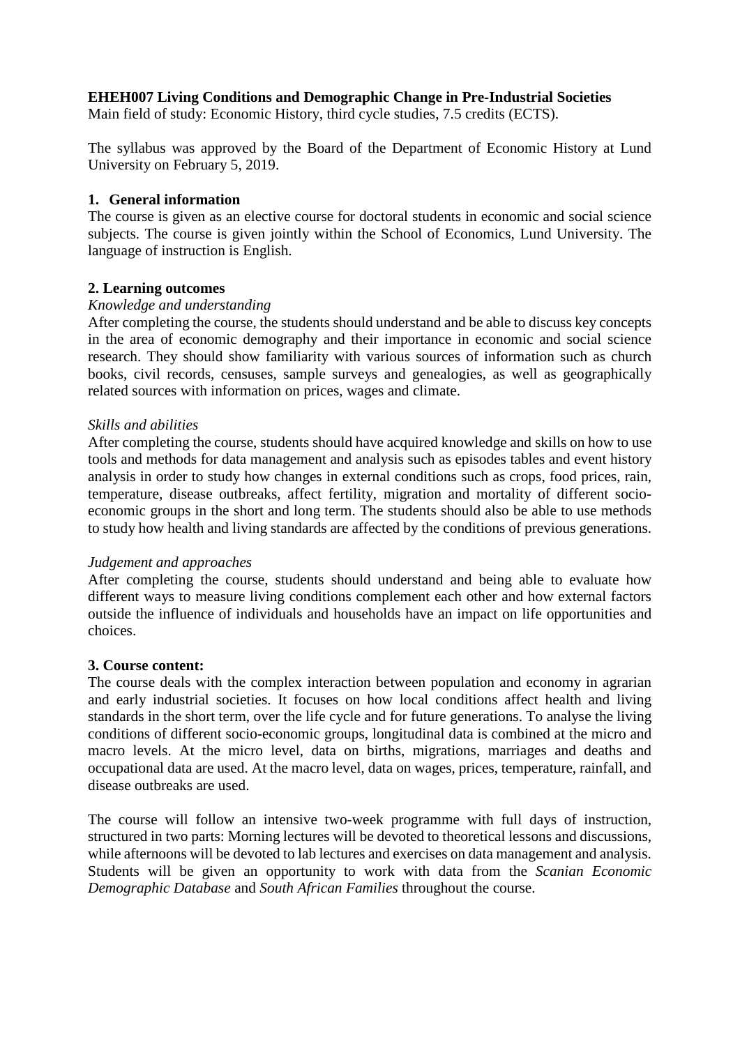**EHEH007 Living Conditions and Demographic Change in Pre-Industrial Societies**
Main field of study: Economic History, third cycle studies, 7.5 credits (ECTS).

The syllabus was approved by the Board of the Department of Economic History at Lund University on February 5, 2019.

## 1. General information

The course is given as an elective course for doctoral students in economic and social science subjects. The course is given jointly within the School of Economics, Lund University. The language of instruction is English.

## 2. Learning outcomes

*Knowledge and understanding*

After completing the course, the students should understand and be able to discuss key concepts in the area of economic demography and their importance in economic and social science research. They should show familiarity with various sources of information such as church books, civil records, censuses, sample surveys and genealogies, as well as geographically related sources with information on prices, wages and climate.

*Skills and abilities*

After completing the course, students should have acquired knowledge and skills on how to use tools and methods for data management and analysis such as episodes tables and event history analysis in order to study how changes in external conditions such as crops, food prices, rain, temperature, disease outbreaks, affect fertility, migration and mortality of different socio-economic groups in the short and long term. The students should also be able to use methods to study how health and living standards are affected by the conditions of previous generations.

*Judgement and approaches*

After completing the course, students should understand and being able to evaluate how different ways to measure living conditions complement each other and how external factors outside the influence of individuals and households have an impact on life opportunities and choices.

## 3. Course content:

The course deals with the complex interaction between population and economy in agrarian and early industrial societies. It focuses on how local conditions affect health and living standards in the short term, over the life cycle and for future generations. To analyse the living conditions of different socio-economic groups, longitudinal data is combined at the micro and macro levels. At the micro level, data on births, migrations, marriages and deaths and occupational data are used. At the macro level, data on wages, prices, temperature, rainfall, and disease outbreaks are used.

The course will follow an intensive two-week programme with full days of instruction, structured in two parts: Morning lectures will be devoted to theoretical lessons and discussions, while afternoons will be devoted to lab lectures and exercises on data management and analysis. Students will be given an opportunity to work with data from the *Scanian Economic Demographic Database* and *South African Families* throughout the course.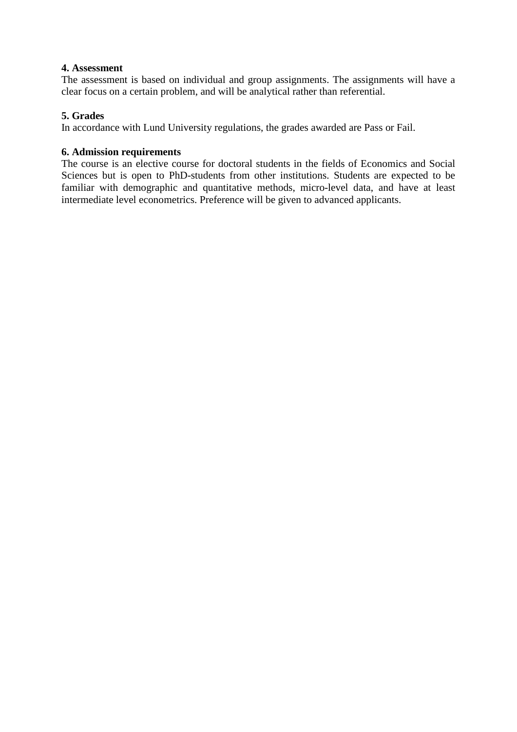**4. Assessment**
The assessment is based on individual and group assignments. The assignments will have a clear focus on a certain problem, and will be analytical rather than referential.

**5. Grades**
In accordance with Lund University regulations, the grades awarded are Pass or Fail.

**6. Admission requirements**
The course is an elective course for doctoral students in the fields of Economics and Social Sciences but is open to PhD-students from other institutions. Students are expected to be familiar with demographic and quantitative methods, micro-level data, and have at least intermediate level econometrics. Preference will be given to advanced applicants.